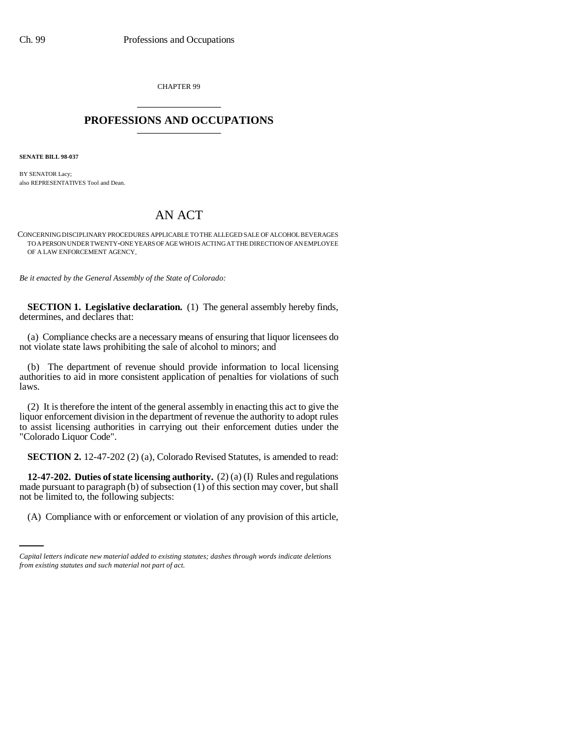CHAPTER 99

# PROFESSIONS AND OCCUPATIONS

**SENATE BILL 98-037**

BY SENATOR Lacy;
also REPRESENTATIVES Tool and Dean.

# AN ACT

CONCERNING DISCIPLINARY PROCEDURES APPLICABLE TO THE ALLEGED SALE OF ALCOHOL BEVERAGES TO A PERSON UNDER TWENTY-ONE YEARS OF AGE WHO IS ACTING AT THE DIRECTION OF AN EMPLOYEE OF A LAW ENFORCEMENT AGENCY.

*Be it enacted by the General Assembly of the State of Colorado:*

**SECTION 1. Legislative declaration.** (1) The general assembly hereby finds, determines, and declares that:

(a) Compliance checks are a necessary means of ensuring that liquor licensees do not violate state laws prohibiting the sale of alcohol to minors; and

(b) The department of revenue should provide information to local licensing authorities to aid in more consistent application of penalties for violations of such laws.

(2) It is therefore the intent of the general assembly in enacting this act to give the liquor enforcement division in the department of revenue the authority to adopt rules to assist licensing authorities in carrying out their enforcement duties under the "Colorado Liquor Code".

**SECTION 2.** 12-47-202 (2) (a), Colorado Revised Statutes, is amended to read:

**12-47-202. Duties of state licensing authority.** (2) (a) (I) Rules and regulations made pursuant to paragraph (b) of subsection (1) of this section may cover, but shall not be limited to, the following subjects:

(A) Compliance with or enforcement or violation of any provision of this article,

*Capital letters indicate new material added to existing statutes; dashes through words indicate deletions from existing statutes and such material not part of act.*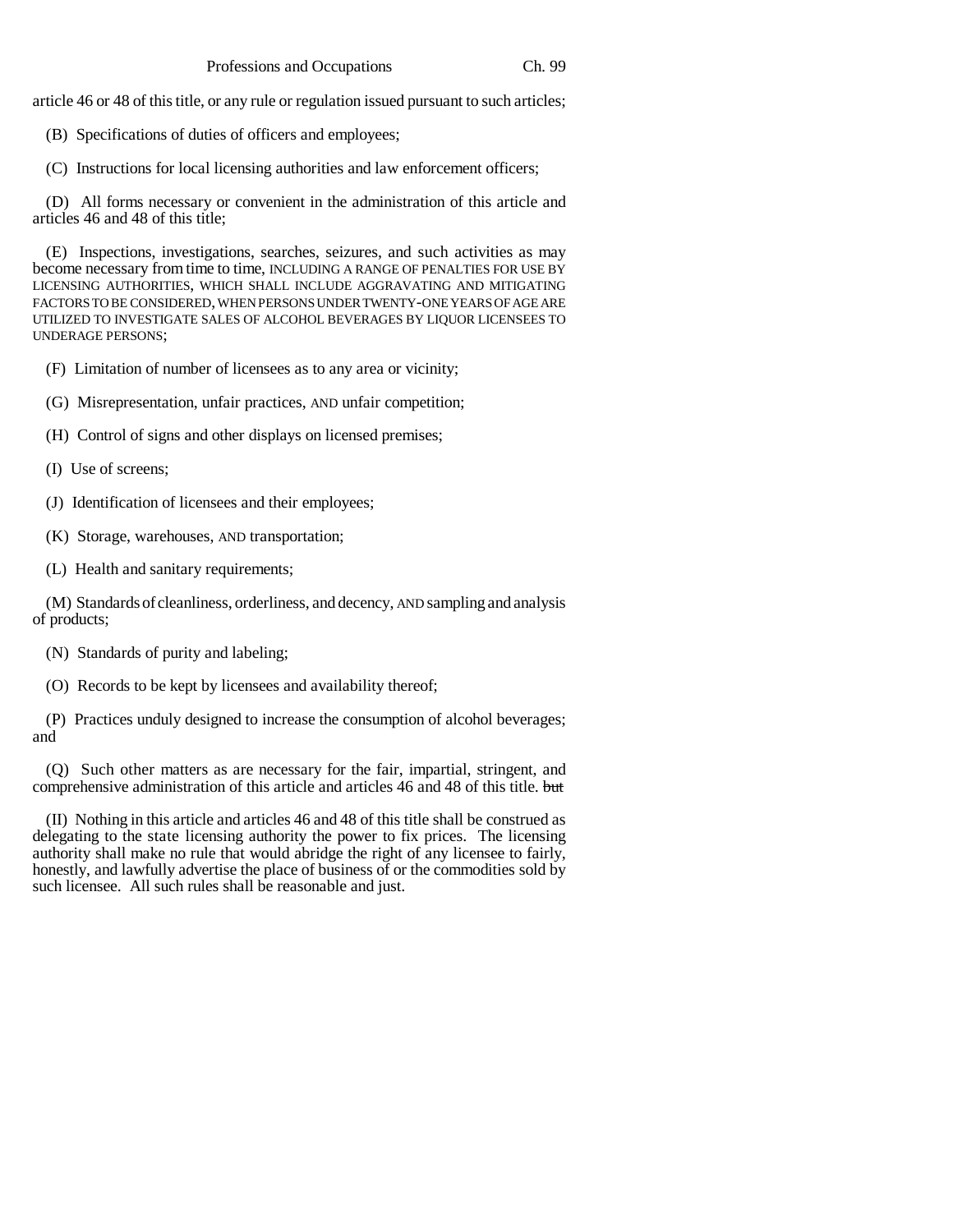article 46 or 48 of this title, or any rule or regulation issued pursuant to such articles;

(B) Specifications of duties of officers and employees;

(C) Instructions for local licensing authorities and law enforcement officers;

(D) All forms necessary or convenient in the administration of this article and articles 46 and 48 of this title;

(E) Inspections, investigations, searches, seizures, and such activities as may become necessary from time to time, INCLUDING A RANGE OF PENALTIES FOR USE BY LICENSING AUTHORITIES, WHICH SHALL INCLUDE AGGRAVATING AND MITIGATING FACTORS TO BE CONSIDERED, WHEN PERSONS UNDER TWENTY-ONE YEARS OF AGE ARE UTILIZED TO INVESTIGATE SALES OF ALCOHOL BEVERAGES BY LIQUOR LICENSEES TO UNDERAGE PERSONS;

(F) Limitation of number of licensees as to any area or vicinity;

(G) Misrepresentation, unfair practices, AND unfair competition;

(H) Control of signs and other displays on licensed premises;

(I) Use of screens;

(J) Identification of licensees and their employees;

(K) Storage, warehouses, AND transportation;

(L) Health and sanitary requirements;

(M) Standards of cleanliness, orderliness, and decency, AND sampling and analysis of products;

(N) Standards of purity and labeling;

(O) Records to be kept by licensees and availability thereof;

(P) Practices unduly designed to increase the consumption of alcohol beverages; and

(Q) Such other matters as are necessary for the fair, impartial, stringent, and comprehensive administration of this article and articles 46 and 48 of this title. ~~but~~

(II) Nothing in this article and articles 46 and 48 of this title shall be construed as delegating to the state licensing authority the power to fix prices. The licensing authority shall make no rule that would abridge the right of any licensee to fairly, honestly, and lawfully advertise the place of business of or the commodities sold by such licensee. All such rules shall be reasonable and just.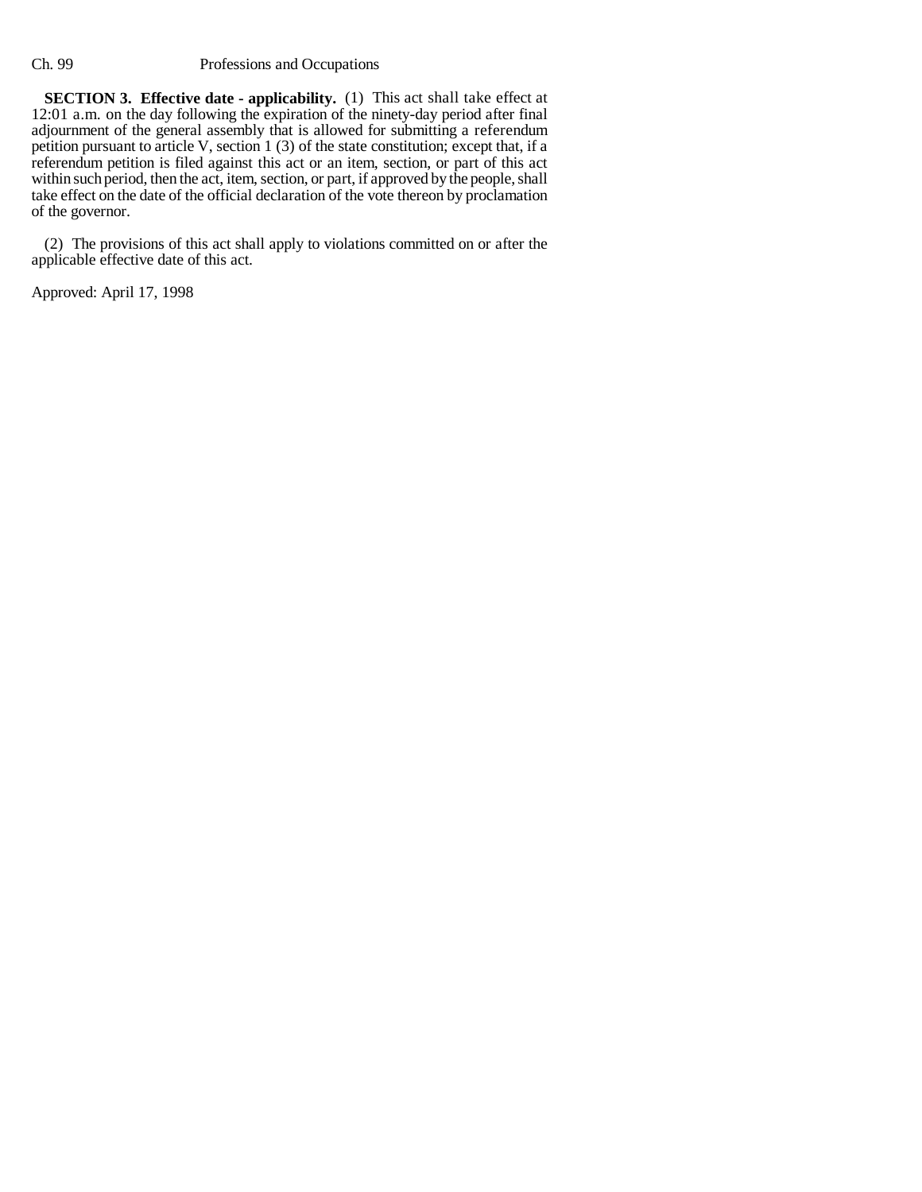**SECTION 3. Effective date - applicability.** (1) This act shall take effect at 12:01 a.m. on the day following the expiration of the ninety-day period after final adjournment of the general assembly that is allowed for submitting a referendum petition pursuant to article V, section 1 (3) of the state constitution; except that, if a referendum petition is filed against this act or an item, section, or part of this act within such period, then the act, item, section, or part, if approved by the people, shall take effect on the date of the official declaration of the vote thereon by proclamation of the governor.

(2) The provisions of this act shall apply to violations committed on or after the applicable effective date of this act.

Approved: April 17, 1998